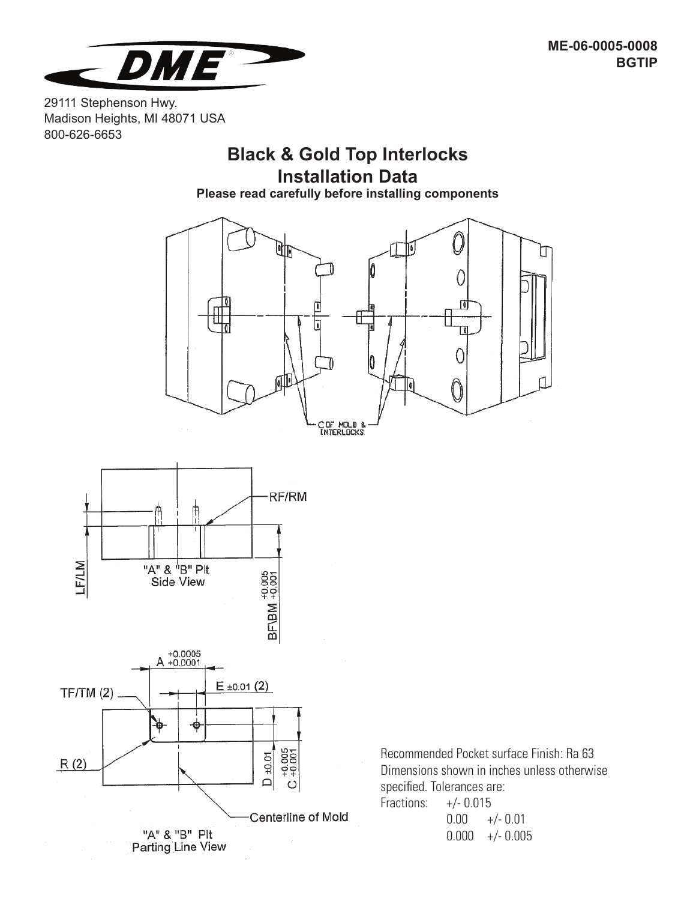ME-06-0005-0008
BGTIP

DME

29111 Stephenson Hwy.
Madison Heights, MI 48071 USA
800-626-6653

# Black & Gold Top Interlocks
# Installation Data

**Please read carefully before installing components**

C OF MOLD & INTERLOCKS

RF/RM

LF/LM

"A" & "B" Plt
Side View

BF\BM $^{+0.005}_{+0.001}$

A $^{+0.0005}_{+0.0001}$

E ±0.01 (2)

TF/TM (2)

R (2)

D ±0.01

C $^{+0.005}_{+0.001}$

Centerline of Mold

"A" & "B" Plt
Parting Line View

Recommended Pocket surface Finish: Ra 63
Dimensions shown in inches unless otherwise specified. Tolerances are:

| Fractions: | +/- 0.015 |
|---|---|
| 0.00 | +/- 0.01 |
| 0.000 | +/- 0.005 |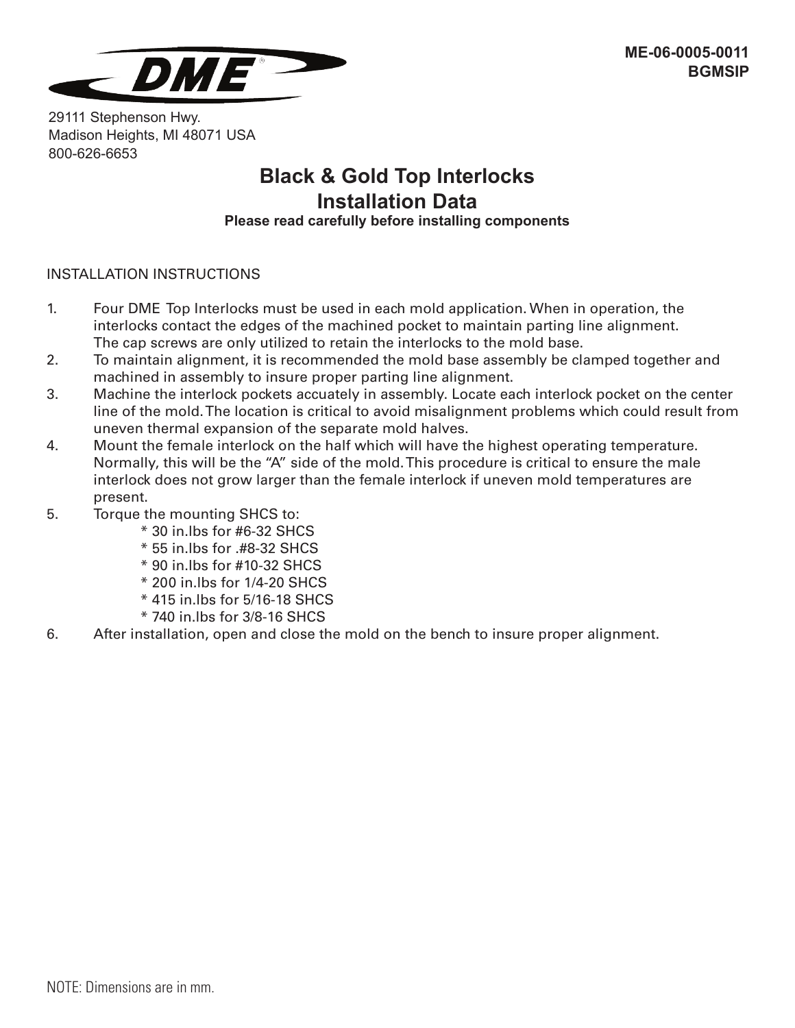ME-06-0005-0011
BGMSIP

DME

29111 Stephenson Hwy.
Madison Heights, MI 48071 USA
800-626-6653

# Black & Gold Top Interlocks
# Installation Data

**Please read carefully before installing components**

INSTALLATION INSTRUCTIONS

1. Four DME Top Interlocks must be used in each mold application. When in operation, the interlocks contact the edges of the machined pocket to maintain parting line alignment. The cap screws are only utilized to retain the interlocks to the mold base.
2. To maintain alignment, it is recommended the mold base assembly be clamped together and machined in assembly to insure proper parting line alignment.
3. Machine the interlock pockets accuately in assembly. Locate each interlock pocket on the center line of the mold. The location is critical to avoid misalignment problems which could result from uneven thermal expansion of the separate mold halves.
4. Mount the female interlock on the half which will have the highest operating temperature. Normally, this will be the "A" side of the mold. This procedure is critical to ensure the male interlock does not grow larger than the female interlock if uneven mold temperatures are present.
5. Torque the mounting SHCS to:
   - * 30 in.lbs for #6-32 SHCS
   - * 55 in.lbs for .#8-32 SHCS
   - * 90 in.lbs for #10-32 SHCS
   - * 200 in.lbs for 1/4-20 SHCS
   - * 415 in.lbs for 5/16-18 SHCS
   - * 740 in.lbs for 3/8-16 SHCS
6. After installation, open and close the mold on the bench to insure proper alignment.

NOTE: Dimensions are in mm.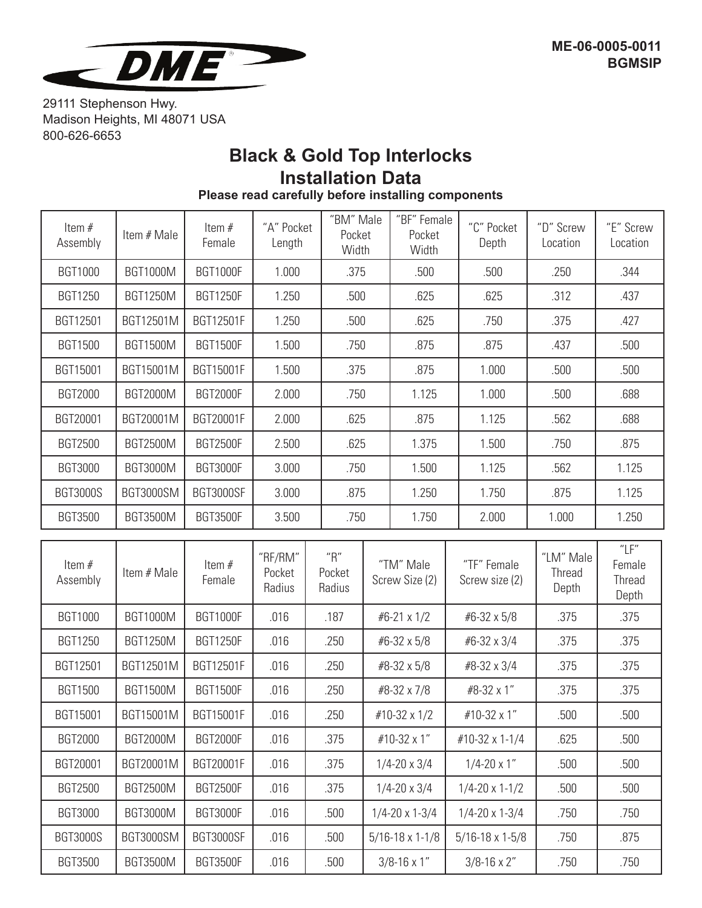ME-06-0005-0011
BGMSIP

DME

29111 Stephenson Hwy.
Madison Heights, MI 48071 USA
800-626-6653

# Black & Gold Top Interlocks
## Installation Data

**Please read carefully before installing components**

| Item # Assembly | Item # Male | Item # Female | "A" Pocket Length | "BM" Male Pocket Width | "BF" Female Pocket Width | "C" Pocket Depth | "D" Screw Location | "E" Screw Location |
|---|---|---|---|---|---|---|---|---|
| BGT1000 | BGT1000M | BGT1000F | 1.000 | .375 | .500 | .500 | .250 | .344 |
| BGT1250 | BGT1250M | BGT1250F | 1.250 | .500 | .625 | .625 | .312 | .437 |
| BGT12501 | BGT12501M | BGT12501F | 1.250 | .500 | .625 | .750 | .375 | .427 |
| BGT1500 | BGT1500M | BGT1500F | 1.500 | .750 | .875 | .875 | .437 | .500 |
| BGT15001 | BGT15001M | BGT15001F | 1.500 | .375 | .875 | 1.000 | .500 | .500 |
| BGT2000 | BGT2000M | BGT2000F | 2.000 | .750 | 1.125 | 1.000 | .500 | .688 |
| BGT20001 | BGT20001M | BGT20001F | 2.000 | .625 | .875 | 1.125 | .562 | .688 |
| BGT2500 | BGT2500M | BGT2500F | 2.500 | .625 | 1.375 | 1.500 | .750 | .875 |
| BGT3000 | BGT3000M | BGT3000F | 3.000 | .750 | 1.500 | 1.125 | .562 | 1.125 |
| BGT3000S | BGT3000SM | BGT3000SF | 3.000 | .875 | 1.250 | 1.750 | .875 | 1.125 |
| BGT3500 | BGT3500M | BGT3500F | 3.500 | .750 | 1.750 | 2.000 | 1.000 | 1.250 |

| Item # Assembly | Item # Male | Item # Female | "RF/RM" Pocket Radius | "R" Pocket Radius | "TM" Male Screw Size (2) | "TF" Female Screw size (2) | "LM" Male Thread Depth | "LF" Female Thread Depth |
|---|---|---|---|---|---|---|---|---|
| BGT1000 | BGT1000M | BGT1000F | .016 | .187 | #6-21 x 1/2 | #6-32 x 5/8 | .375 | .375 |
| BGT1250 | BGT1250M | BGT1250F | .016 | .250 | #6-32 x 5/8 | #6-32 x 3/4 | .375 | .375 |
| BGT12501 | BGT12501M | BGT12501F | .016 | .250 | #8-32 x 5/8 | #8-32 x 3/4 | .375 | .375 |
| BGT1500 | BGT1500M | BGT1500F | .016 | .250 | #8-32 x 7/8 | #8-32 x 1" | .375 | .375 |
| BGT15001 | BGT15001M | BGT15001F | .016 | .250 | #10-32 x 1/2 | #10-32 x 1" | .500 | .500 |
| BGT2000 | BGT2000M | BGT2000F | .016 | .375 | #10-32 x 1" | #10-32 x 1-1/4 | .625 | .500 |
| BGT20001 | BGT20001M | BGT20001F | .016 | .375 | 1/4-20 x 3/4 | 1/4-20 x 1" | .500 | .500 |
| BGT2500 | BGT2500M | BGT2500F | .016 | .375 | 1/4-20 x 3/4 | 1/4-20 x 1-1/2 | .500 | .500 |
| BGT3000 | BGT3000M | BGT3000F | .016 | .500 | 1/4-20 x 1-3/4 | 1/4-20 x 1-3/4 | .750 | .750 |
| BGT3000S | BGT3000SM | BGT3000SF | .016 | .500 | 5/16-18 x 1-1/8 | 5/16-18 x 1-5/8 | .750 | .875 |
| BGT3500 | BGT3500M | BGT3500F | .016 | .500 | 3/8-16 x 1" | 3/8-16 x 2" | .750 | .750 |